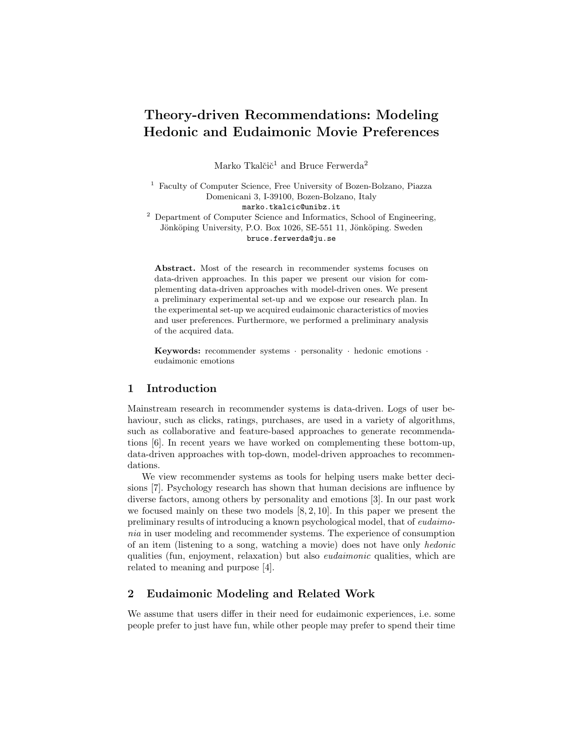# Theory-driven Recommendations: Modeling Hedonic and Eudaimonic Movie Preferences

Marko Tkalčič[1] and Bruce Ferwerda[2]

[1] Faculty of Computer Science, Free University of Bozen-Bolzano, Piazza Domenicani 3, I-39100, Bozen-Bolzano, Italy
marko.tkalcic@unibz.it

[2] Department of Computer Science and Informatics, School of Engineering, Jönköping University, P.O. Box 1026, SE-551 11, Jönköping. Sweden
bruce.ferwerda@ju.se

**Abstract.** Most of the research in recommender systems focuses on data-driven approaches. In this paper we present our vision for complementing data-driven approaches with model-driven ones. We present a preliminary experimental set-up and we expose our research plan. In the experimental set-up we acquired eudaimonic characteristics of movies and user preferences. Furthermore, we performed a preliminary analysis of the acquired data.

**Keywords:** recommender systems · personality · hedonic emotions · eudaimonic emotions

## 1 Introduction

Mainstream research in recommender systems is data-driven. Logs of user behaviour, such as clicks, ratings, purchases, are used in a variety of algorithms, such as collaborative and feature-based approaches to generate recommendations [6]. In recent years we have worked on complementing these bottom-up, data-driven approaches with top-down, model-driven approaches to recommendations.

We view recommender systems as tools for helping users make better decisions [7]. Psychology research has shown that human decisions are influence by diverse factors, among others by personality and emotions [3]. In our past work we focused mainly on these two models [8, 2, 10]. In this paper we present the preliminary results of introducing a known psychological model, that of *eudaimonia* in user modeling and recommender systems. The experience of consumption of an item (listening to a song, watching a movie) does not have only *hedonic* qualities (fun, enjoyment, relaxation) but also *eudaimonic* qualities, which are related to meaning and purpose [4].

## 2 Eudaimonic Modeling and Related Work

We assume that users differ in their need for eudaimonic experiences, i.e. some people prefer to just have fun, while other people may prefer to spend their time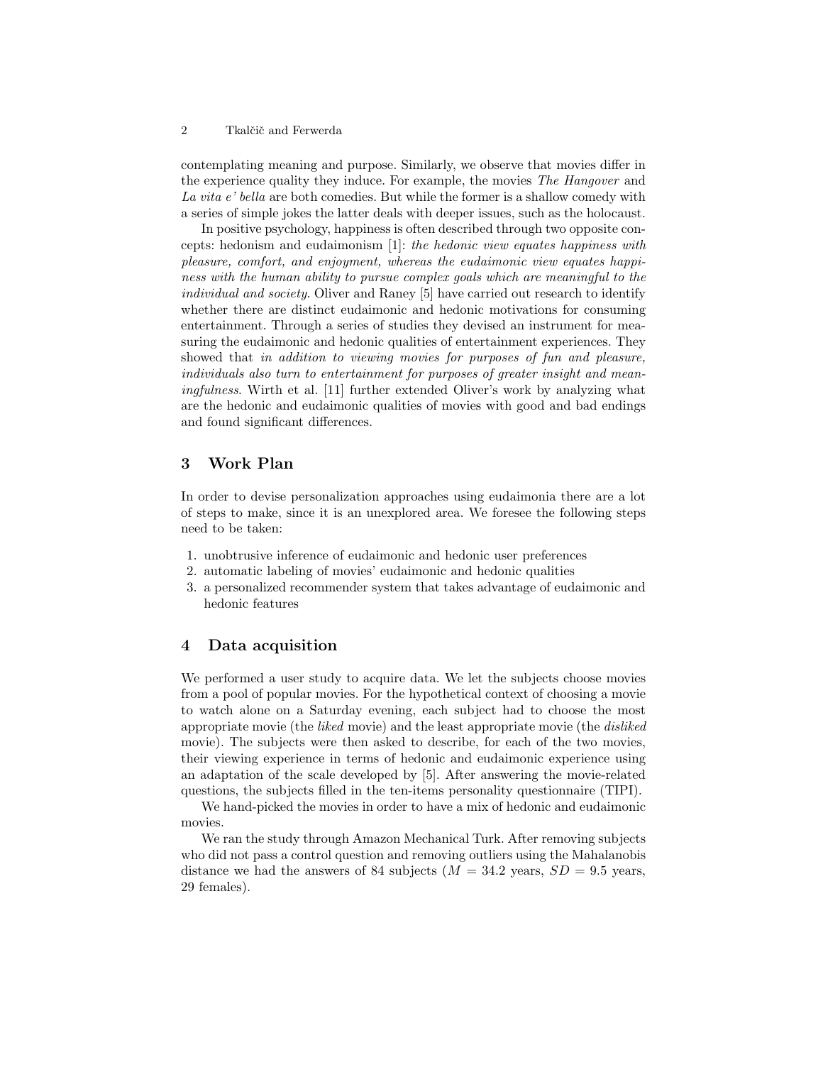contemplating meaning and purpose. Similarly, we observe that movies differ in the experience quality they induce. For example, the movies *The Hangover* and *La vita e' bella* are both comedies. But while the former is a shallow comedy with a series of simple jokes the latter deals with deeper issues, such as the holocaust.

In positive psychology, happiness is often described through two opposite concepts: hedonism and eudaimonism [1]: *the hedonic view equates happiness with pleasure, comfort, and enjoyment, whereas the eudaimonic view equates happiness with the human ability to pursue complex goals which are meaningful to the individual and society*. Oliver and Raney [5] have carried out research to identify whether there are distinct eudaimonic and hedonic motivations for consuming entertainment. Through a series of studies they devised an instrument for measuring the eudaimonic and hedonic qualities of entertainment experiences. They showed that *in addition to viewing movies for purposes of fun and pleasure, individuals also turn to entertainment for purposes of greater insight and meaningfulness*. Wirth et al. [11] further extended Oliver's work by analyzing what are the hedonic and eudaimonic qualities of movies with good and bad endings and found significant differences.

## 3 Work Plan

In order to devise personalization approaches using eudaimonia there are a lot of steps to make, since it is an unexplored area. We foresee the following steps need to be taken:

1. unobtrusive inference of eudaimonic and hedonic user preferences
2. automatic labeling of movies' eudaimonic and hedonic qualities
3. a personalized recommender system that takes advantage of eudaimonic and hedonic features

## 4 Data acquisition

We performed a user study to acquire data. We let the subjects choose movies from a pool of popular movies. For the hypothetical context of choosing a movie to watch alone on a Saturday evening, each subject had to choose the most appropriate movie (the *liked* movie) and the least appropriate movie (the *disliked* movie). The subjects were then asked to describe, for each of the two movies, their viewing experience in terms of hedonic and eudaimonic experience using an adaptation of the scale developed by [5]. After answering the movie-related questions, the subjects filled in the ten-items personality questionnaire (TIPI).

We hand-picked the movies in order to have a mix of hedonic and eudaimonic movies.

We ran the study through Amazon Mechanical Turk. After removing subjects who did not pass a control question and removing outliers using the Mahalanobis distance we had the answers of 84 subjects ($M = 34.2$ years, $SD = 9.5$ years, 29 females).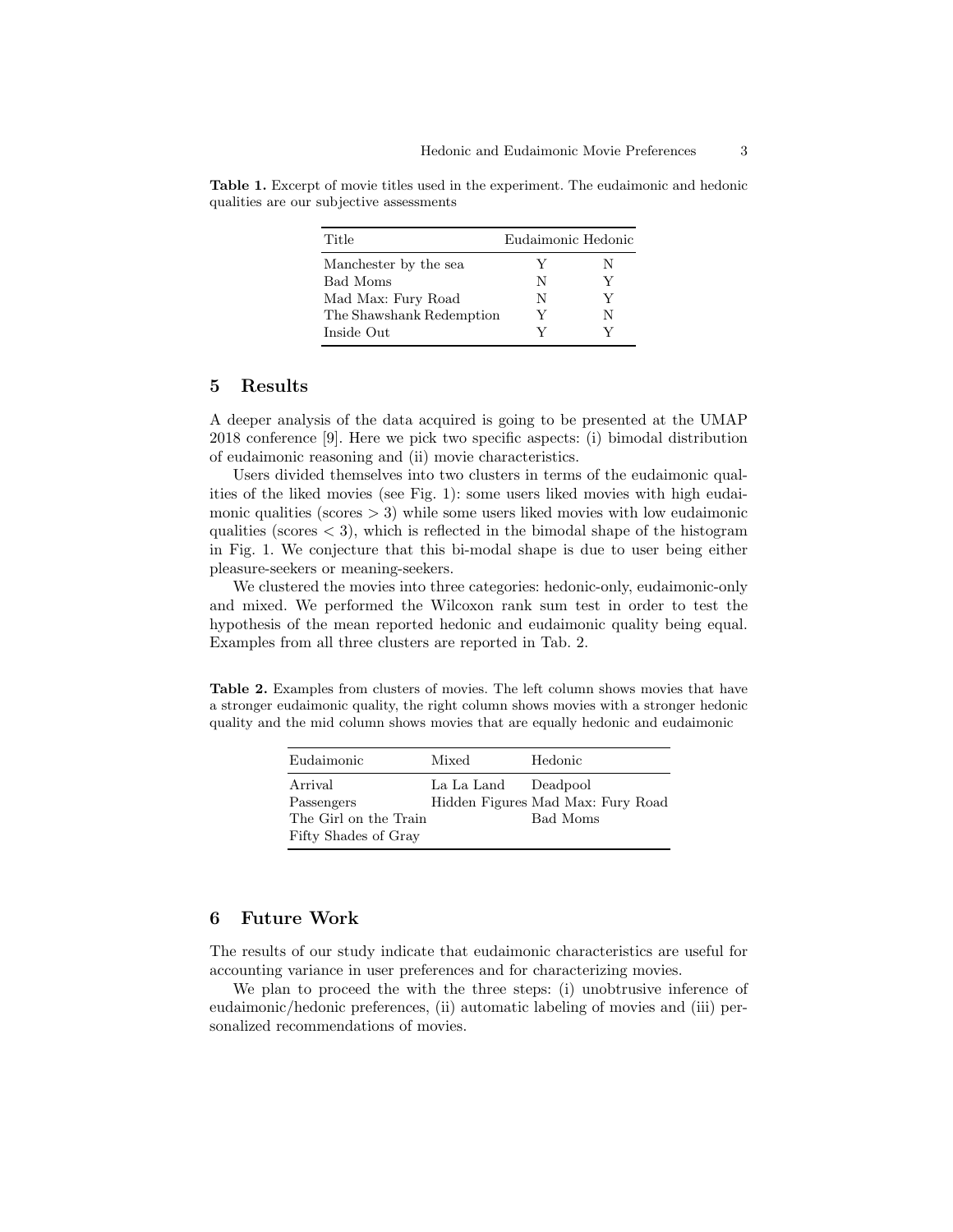**Table 1.** Excerpt of movie titles used in the experiment. The eudaimonic and hedonic qualities are our subjective assessments

| Title | Eudaimonic | Hedonic |
|---|---|---|
| Manchester by the sea | Y | N |
| Bad Moms | N | Y |
| Mad Max: Fury Road | N | Y |
| The Shawshank Redemption | Y | N |
| Inside Out | Y | Y |

## 5 Results

A deeper analysis of the data acquired is going to be presented at the UMAP 2018 conference [9]. Here we pick two specific aspects: (i) bimodal distribution of eudaimonic reasoning and (ii) movie characteristics.

Users divided themselves into two clusters in terms of the eudaimonic qualities of the liked movies (see Fig. 1): some users liked movies with high eudaimonic qualities (scores $> 3$) while some users liked movies with low eudaimonic qualities (scores $< 3$), which is reflected in the bimodal shape of the histogram in Fig. 1. We conjecture that this bi-modal shape is due to user being either pleasure-seekers or meaning-seekers.

We clustered the movies into three categories: hedonic-only, eudaimonic-only and mixed. We performed the Wilcoxon rank sum test in order to test the hypothesis of the mean reported hedonic and eudaimonic quality being equal. Examples from all three clusters are reported in Tab. 2.

**Table 2.** Examples from clusters of movies. The left column shows movies that have a stronger eudaimonic quality, the right column shows movies with a stronger hedonic quality and the mid column shows movies that are equally hedonic and eudaimonic

| Eudaimonic | Mixed | Hedonic |
|---|---|---|
| Arrival | La La Land | Deadpool |
| Passengers | Hidden Figures | Mad Max: Fury Road |
| The Girl on the Train | | Bad Moms |
| Fifty Shades of Gray | | |

## 6 Future Work

The results of our study indicate that eudaimonic characteristics are useful for accounting variance in user preferences and for characterizing movies.

We plan to proceed the with the three steps: (i) unobtrusive inference of eudaimonic/hedonic preferences, (ii) automatic labeling of movies and (iii) personalized recommendations of movies.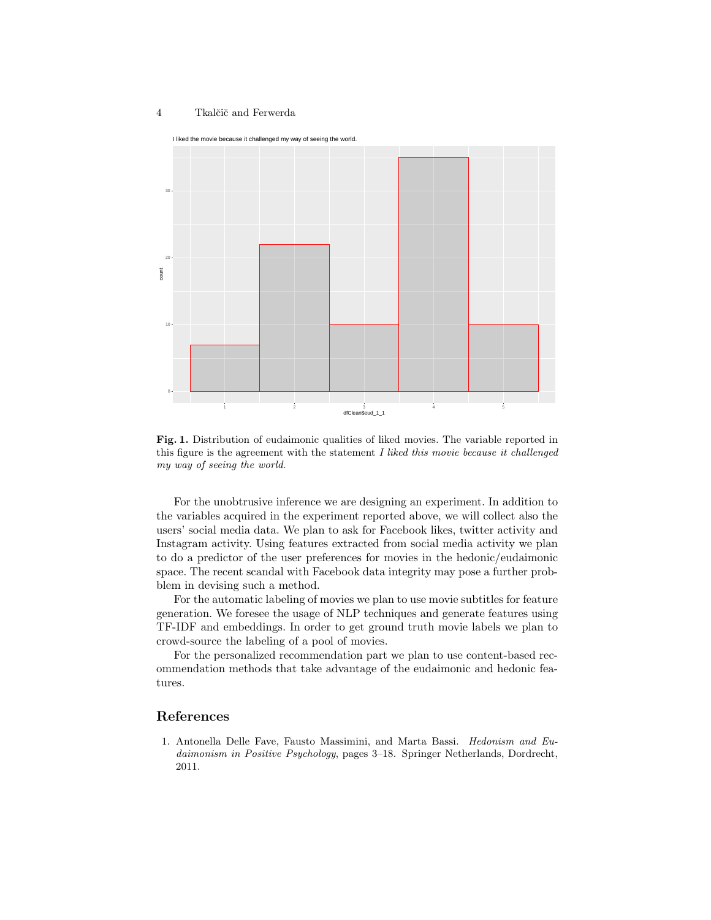**Fig. 1.** Distribution of eudaimonic qualities of liked movies. The variable reported in this figure is the agreement with the statement *I liked this movie because it challenged my way of seeing the world*.

For the unobtrusive inference we are designing an experiment. In addition to the variables acquired in the experiment reported above, we will collect also the users' social media data. We plan to ask for Facebook likes, twitter activity and Instagram activity. Using features extracted from social media activity we plan to do a predictor of the user preferences for movies in the hedonic/eudaimonic space. The recent scandal with Facebook data integrity may pose a further problem in devising such a method.

For the automatic labeling of movies we plan to use movie subtitles for feature generation. We foresee the usage of NLP techniques and generate features using TF-IDF and embeddings. In order to get ground truth movie labels we plan to crowd-source the labeling of a pool of movies.

For the personalized recommendation part we plan to use content-based recommendation methods that take advantage of the eudaimonic and hedonic features.

## References

1. Antonella Delle Fave, Fausto Massimini, and Marta Bassi. *Hedonism and Eudaimonism in Positive Psychology*, pages 3–18. Springer Netherlands, Dordrecht, 2011.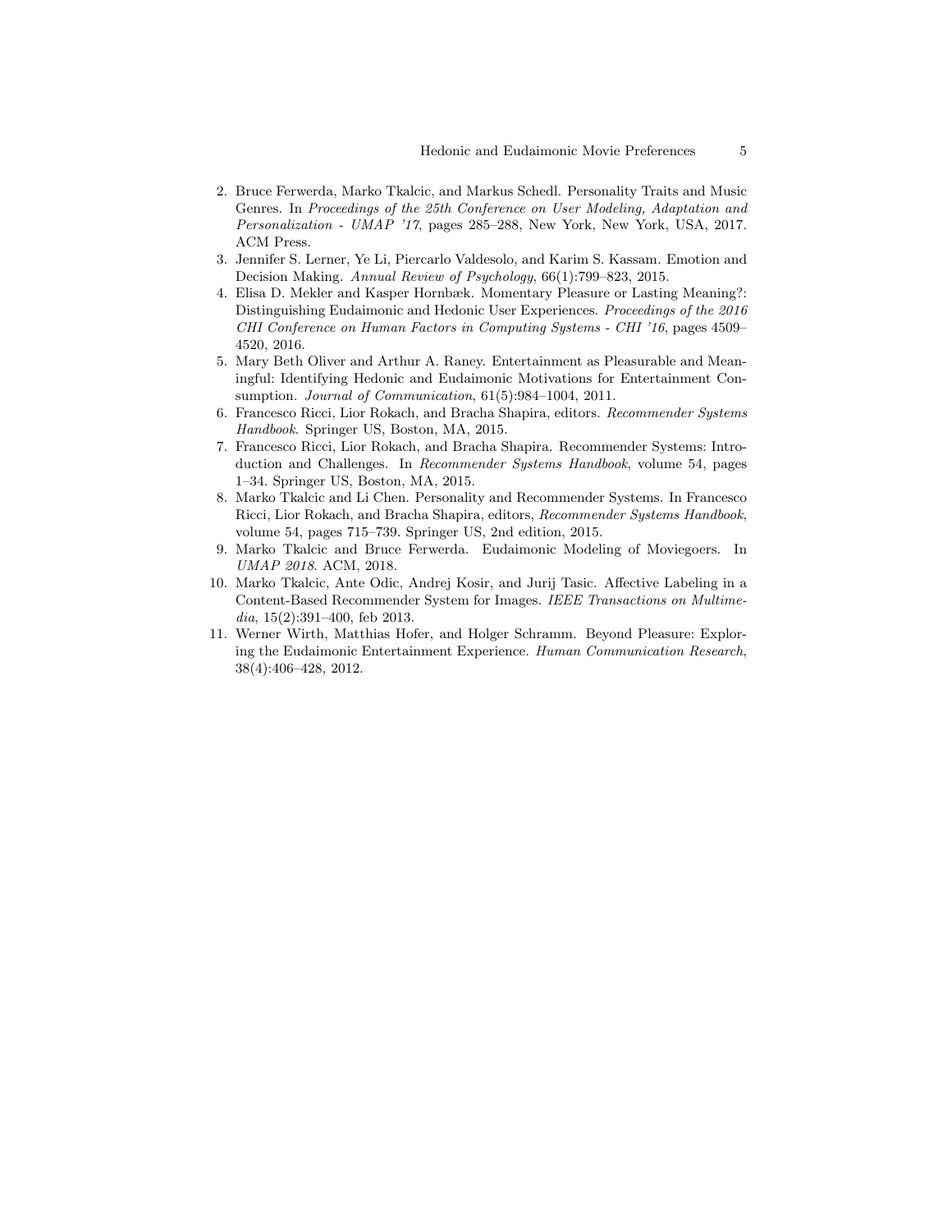2. Bruce Ferwerda, Marko Tkalcic, and Markus Schedl. Personality Traits and Music Genres. In *Proceedings of the 25th Conference on User Modeling, Adaptation and Personalization - UMAP '17*, pages 285–288, New York, New York, USA, 2017. ACM Press.
3. Jennifer S. Lerner, Ye Li, Piercarlo Valdesolo, and Karim S. Kassam. Emotion and Decision Making. *Annual Review of Psychology*, 66(1):799–823, 2015.
4. Elisa D. Mekler and Kasper Hornbæk. Momentary Pleasure or Lasting Meaning?: Distinguishing Eudaimonic and Hedonic User Experiences. *Proceedings of the 2016 CHI Conference on Human Factors in Computing Systems - CHI '16*, pages 4509–4520, 2016.
5. Mary Beth Oliver and Arthur A. Raney. Entertainment as Pleasurable and Meaningful: Identifying Hedonic and Eudaimonic Motivations for Entertainment Consumption. *Journal of Communication*, 61(5):984–1004, 2011.
6. Francesco Ricci, Lior Rokach, and Bracha Shapira, editors. *Recommender Systems Handbook*. Springer US, Boston, MA, 2015.
7. Francesco Ricci, Lior Rokach, and Bracha Shapira. Recommender Systems: Introduction and Challenges. In *Recommender Systems Handbook*, volume 54, pages 1–34. Springer US, Boston, MA, 2015.
8. Marko Tkalcic and Li Chen. Personality and Recommender Systems. In Francesco Ricci, Lior Rokach, and Bracha Shapira, editors, *Recommender Systems Handbook*, volume 54, pages 715–739. Springer US, 2nd edition, 2015.
9. Marko Tkalcic and Bruce Ferwerda. Eudaimonic Modeling of Moviegoers. In *UMAP 2018*. ACM, 2018.
10. Marko Tkalcic, Ante Odic, Andrej Kosir, and Jurij Tasic. Affective Labeling in a Content-Based Recommender System for Images. *IEEE Transactions on Multimedia*, 15(2):391–400, feb 2013.
11. Werner Wirth, Matthias Hofer, and Holger Schramm. Beyond Pleasure: Exploring the Eudaimonic Entertainment Experience. *Human Communication Research*, 38(4):406–428, 2012.